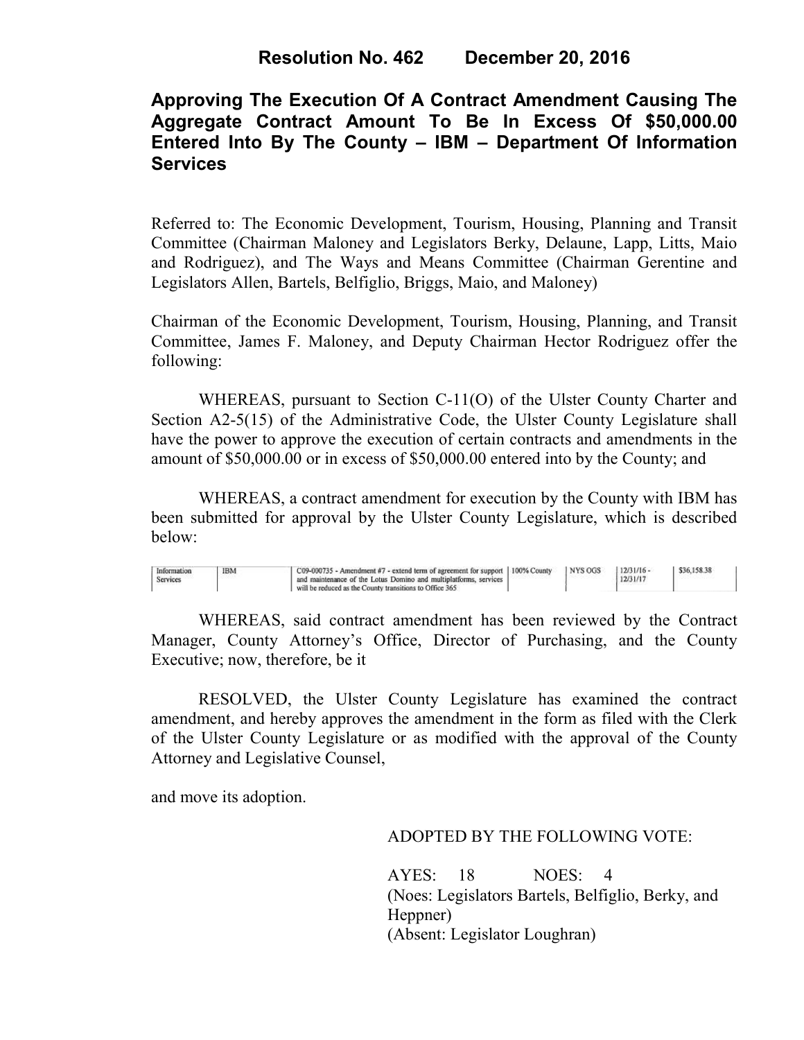# Resolution No. 462 December 20, 2016

## Approving The Execution Of A Contract Amendment Causing The Aggregate Contract Amount To Be In Excess Of $50,000.00 Entered Into By The County – IBM – Department Of Information Services

Referred to: The Economic Development, Tourism, Housing, Planning and Transit Committee (Chairman Maloney and Legislators Berky, Delaune, Lapp, Litts, Maio and Rodriguez), and The Ways and Means Committee (Chairman Gerentine and Legislators Allen, Bartels, Belfiglio, Briggs, Maio, and Maloney)

Chairman of the Economic Development, Tourism, Housing, Planning, and Transit Committee, James F. Maloney, and Deputy Chairman Hector Rodriguez offer the following:

WHEREAS, pursuant to Section C-11(O) of the Ulster County Charter and Section A2-5(15) of the Administrative Code, the Ulster County Legislature shall have the power to approve the execution of certain contracts and amendments in the amount of $50,000.00 or in excess of $50,000.00 entered into by the County; and

WHEREAS, a contract amendment for execution by the County with IBM has been submitted for approval by the Ulster County Legislature, which is described below:

| | | | | | | |
|---|---|---|---|---|---|---|
| Information Services | IBM | C09-000735 - Amendment #7 - extend term of agreement for support and maintenance of the Lotus Domino and multiplatforms, services will be reduced as the County transitions to Office 365 | 100% County | NYS OGS | 12/31/16 - 12/31/17 | $36,158.38 |

WHEREAS, said contract amendment has been reviewed by the Contract Manager, County Attorney's Office, Director of Purchasing, and the County Executive; now, therefore, be it

RESOLVED, the Ulster County Legislature has examined the contract amendment, and hereby approves the amendment in the form as filed with the Clerk of the Ulster County Legislature or as modified with the approval of the County Attorney and Legislative Counsel,

and move its adoption.

ADOPTED BY THE FOLLOWING VOTE:

AYES: 18 NOES: 4
(Noes: Legislators Bartels, Belfiglio, Berky, and Heppner)
(Absent: Legislator Loughran)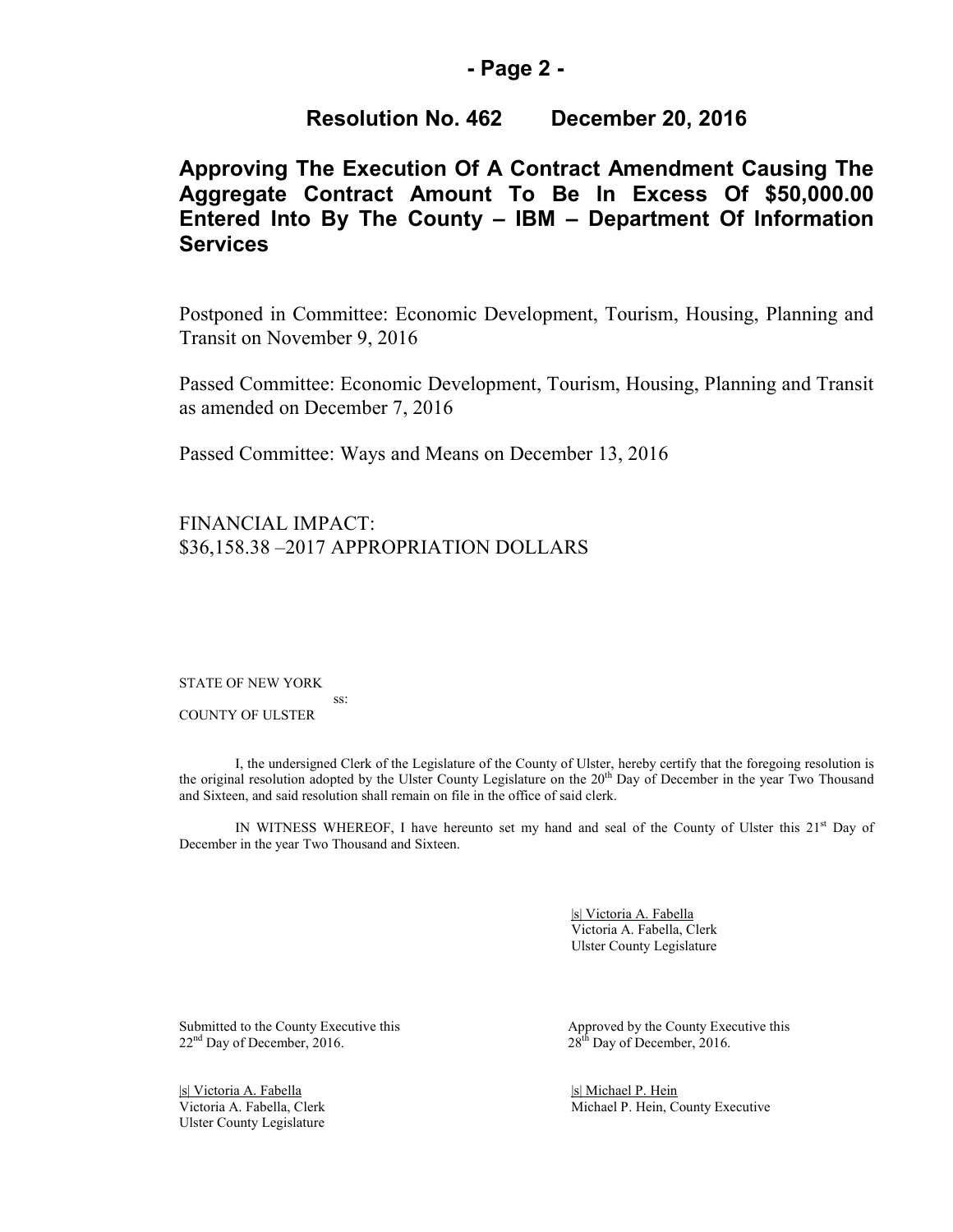## Resolution No. 462 December 20, 2016

## Approving The Execution Of A Contract Amendment Causing The Aggregate Contract Amount To Be In Excess Of $50,000.00 Entered Into By The County – IBM – Department Of Information Services

Postponed in Committee: Economic Development, Tourism, Housing, Planning and Transit on November 9, 2016

Passed Committee: Economic Development, Tourism, Housing, Planning and Transit as amended on December 7, 2016

Passed Committee: Ways and Means on December 13, 2016

FINANCIAL IMPACT:
$36,158.38 –2017 APPROPRIATION DOLLARS

STATE OF NEW YORK
ss:
COUNTY OF ULSTER

I, the undersigned Clerk of the Legislature of the County of Ulster, hereby certify that the foregoing resolution is the original resolution adopted by the Ulster County Legislature on the 20th Day of December in the year Two Thousand and Sixteen, and said resolution shall remain on file in the office of said clerk.

IN WITNESS WHEREOF, I have hereunto set my hand and seal of the County of Ulster this 21st Day of December in the year Two Thousand and Sixteen.

|s| Victoria A. Fabella
Victoria A. Fabella, Clerk
Ulster County Legislature

Submitted to the County Executive this 22nd Day of December, 2016.

|s| Victoria A. Fabella
Victoria A. Fabella, Clerk
Ulster County Legislature

Approved by the County Executive this 28th Day of December, 2016.

|s| Michael P. Hein
Michael P. Hein, County Executive